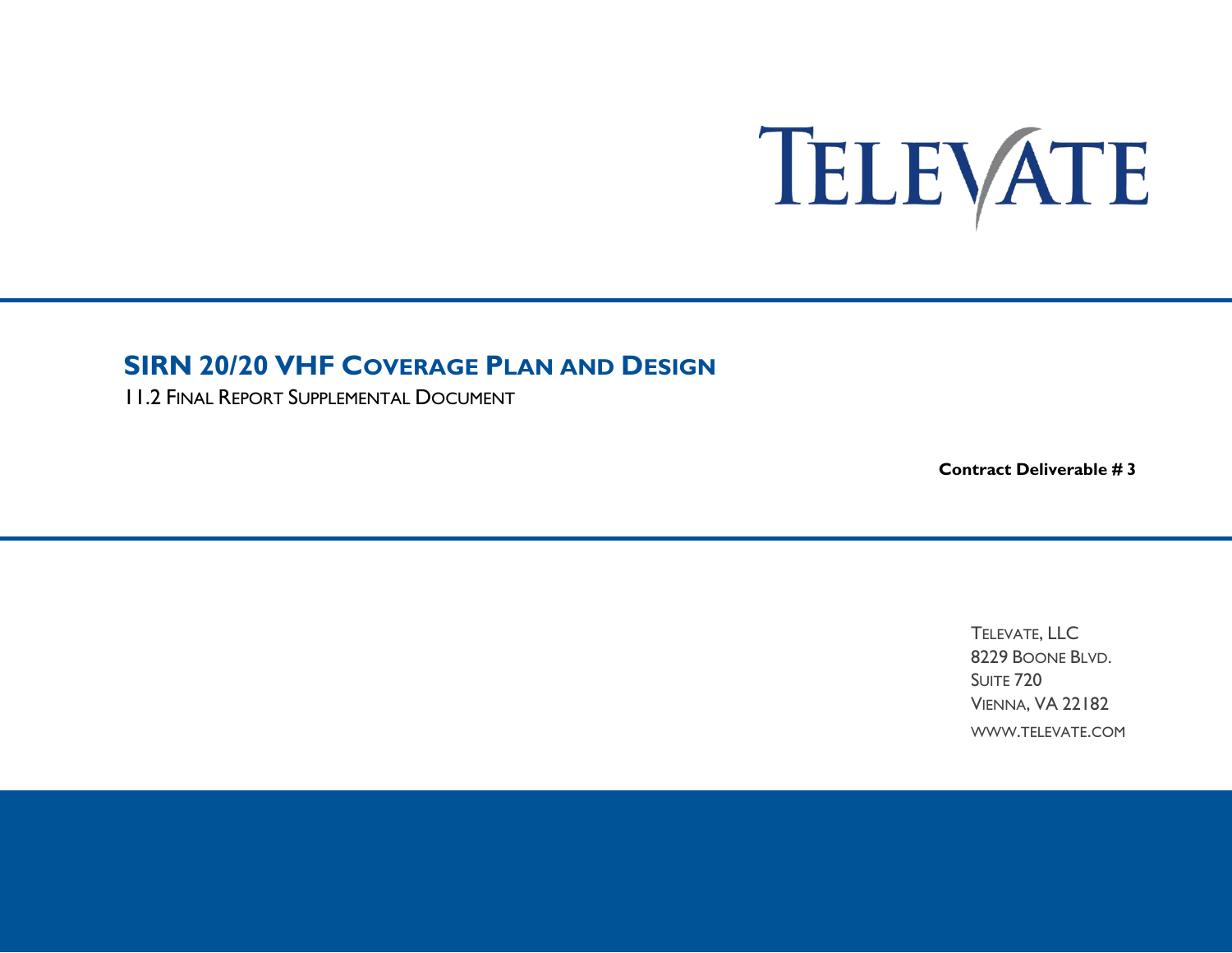TELEVATE

# SIRN 20/20 VHF COVERAGE PLAN AND DESIGN

11.2 FINAL REPORT SUPPLEMENTAL DOCUMENT

**Contract Deliverable # 3**

TELEVATE, LLC
8229 BOONE BLVD.
SUITE 720
VIENNA, VA 22182
WWW.TELEVATE.COM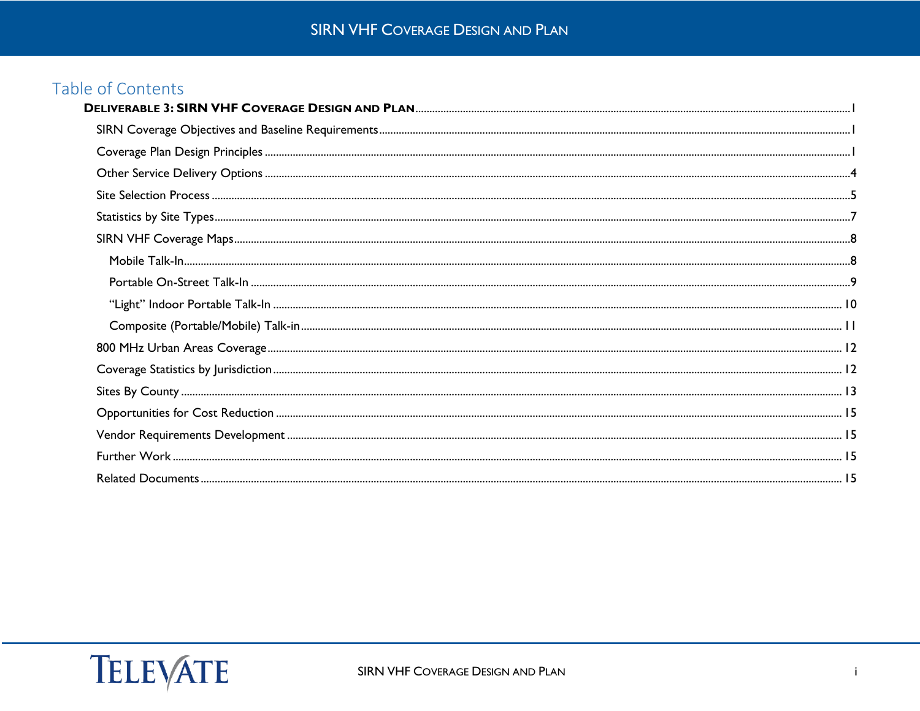# Table of Contents

**DELIVERABLE 3: SIRN VHF COVERAGE DESIGN AND PLAN** .......... 1

- SIRN Coverage Objectives and Baseline Requirements .......... 1
- Coverage Plan Design Principles .......... 1
- Other Service Delivery Options .......... 4
- Site Selection Process .......... 5
- Statistics by Site Types .......... 7
- SIRN VHF Coverage Maps .......... 8
  - Mobile Talk-In .......... 8
  - Portable On-Street Talk-In .......... 9
  - "Light" Indoor Portable Talk-In .......... 10
  - Composite (Portable/Mobile) Talk-in .......... 11
- 800 MHz Urban Areas Coverage .......... 12
- Coverage Statistics by Jurisdiction .......... 12
- Sites By County .......... 13
- Opportunities for Cost Reduction .......... 15
- Vendor Requirements Development .......... 15
- Further Work .......... 15
- Related Documents .......... 15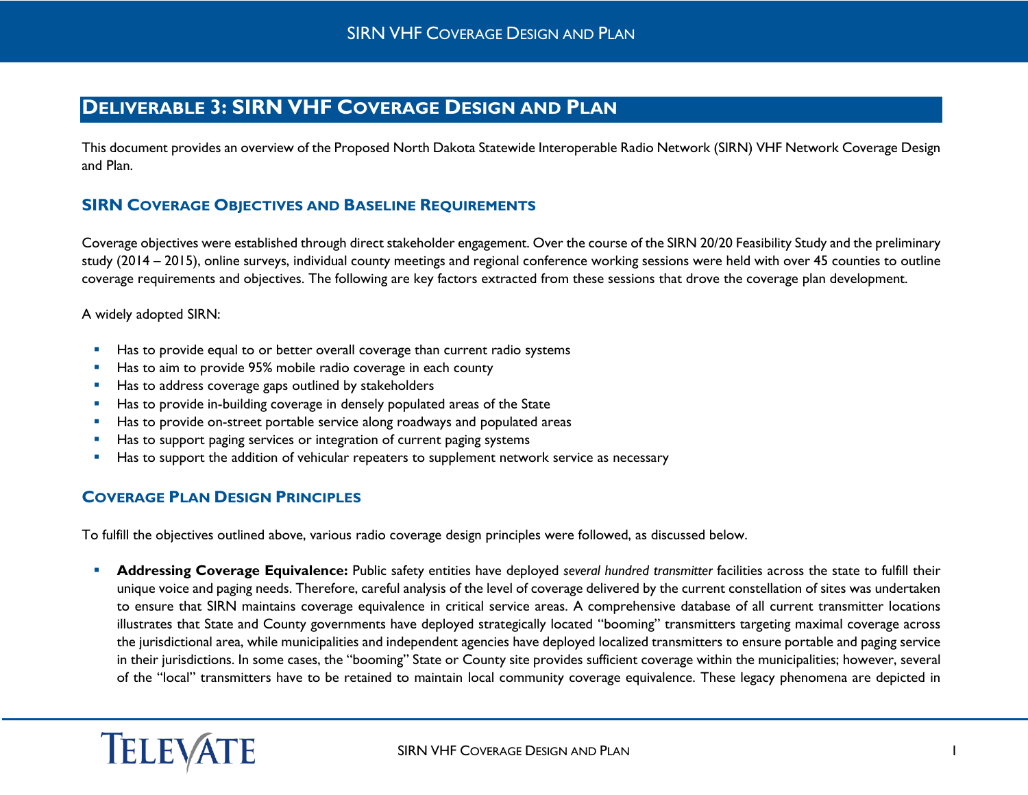# Deliverable 3: SIRN VHF Coverage Design and Plan

This document provides an overview of the Proposed North Dakota Statewide Interoperable Radio Network (SIRN) VHF Network Coverage Design and Plan.

## SIRN Coverage Objectives and Baseline Requirements

Coverage objectives were established through direct stakeholder engagement. Over the course of the SIRN 20/20 Feasibility Study and the preliminary study (2014 – 2015), online surveys, individual county meetings and regional conference working sessions were held with over 45 counties to outline coverage requirements and objectives. The following are key factors extracted from these sessions that drove the coverage plan development.

A widely adopted SIRN:

- Has to provide equal to or better overall coverage than current radio systems
- Has to aim to provide 95% mobile radio coverage in each county
- Has to address coverage gaps outlined by stakeholders
- Has to provide in-building coverage in densely populated areas of the State
- Has to provide on-street portable service along roadways and populated areas
- Has to support paging services or integration of current paging systems
- Has to support the addition of vehicular repeaters to supplement network service as necessary

## Coverage Plan Design Principles

To fulfill the objectives outlined above, various radio coverage design principles were followed, as discussed below.

- **Addressing Coverage Equivalence:** Public safety entities have deployed *several hundred transmitter* facilities across the state to fulfill their unique voice and paging needs. Therefore, careful analysis of the level of coverage delivered by the current constellation of sites was undertaken to ensure that SIRN maintains coverage equivalence in critical service areas. A comprehensive database of all current transmitter locations illustrates that State and County governments have deployed strategically located "booming" transmitters targeting maximal coverage across the jurisdictional area, while municipalities and independent agencies have deployed localized transmitters to ensure portable and paging service in their jurisdictions. In some cases, the "booming" State or County site provides sufficient coverage within the municipalities; however, several of the "local" transmitters have to be retained to maintain local community coverage equivalence. These legacy phenomena are depicted in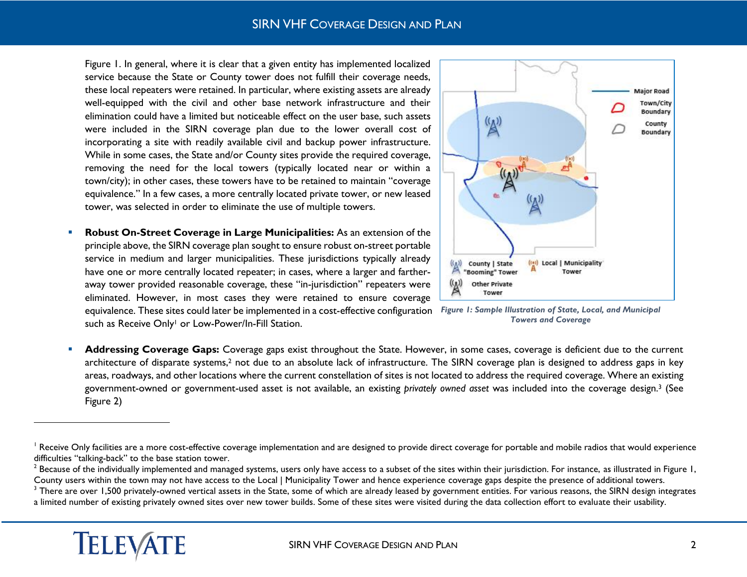Figure 1. In general, where it is clear that a given entity has implemented localized service because the State or County tower does not fulfill their coverage needs, these local repeaters were retained. In particular, where existing assets are already well-equipped with the civil and other base network infrastructure and their elimination could have a limited but noticeable effect on the user base, such assets were included in the SIRN coverage plan due to the lower overall cost of incorporating a site with readily available civil and backup power infrastructure. While in some cases, the State and/or County sites provide the required coverage, removing the need for the local towers (typically located near or within a town/city); in other cases, these towers have to be retained to maintain "coverage equivalence." In a few cases, a more centrally located private tower, or new leased tower, was selected in order to eliminate the use of multiple towers.

*Figure 1: Sample Illustration of State, Local, and Municipal Towers and Coverage*

- **Robust On-Street Coverage in Large Municipalities:** As an extension of the principle above, the SIRN coverage plan sought to ensure robust on-street portable service in medium and larger municipalities. These jurisdictions typically already have one or more centrally located repeater; in cases, where a larger and farther-away tower provided reasonable coverage, these "in-jurisdiction" repeaters were eliminated. However, in most cases they were retained to ensure coverage equivalence. These sites could later be implemented in a cost-effective configuration such as Receive Only[1] or Low-Power/In-Fill Station.

- **Addressing Coverage Gaps:** Coverage gaps exist throughout the State. However, in some cases, coverage is deficient due to the current architecture of disparate systems,[2] not due to an absolute lack of infrastructure. The SIRN coverage plan is designed to address gaps in key areas, roadways, and other locations where the current constellation of sites is not located to address the required coverage. Where an existing government-owned or government-used asset is not available, an existing *privately owned asset* was included into the coverage design.[3] (See Figure 2)

[1] Receive Only facilities are a more cost-effective coverage implementation and are designed to provide direct coverage for portable and mobile radios that would experience difficulties "talking-back" to the base station tower.

[2] Because of the individually implemented and managed systems, users only have access to a subset of the sites within their jurisdiction. For instance, as illustrated in Figure 1, County users within the town may not have access to the Local | Municipality Tower and hence experience coverage gaps despite the presence of additional towers.

[3] There are over 1,500 privately-owned vertical assets in the State, some of which are already leased by government entities. For various reasons, the SIRN design integrates a limited number of existing privately owned sites over new tower builds. Some of these sites were visited during the data collection effort to evaluate their usability.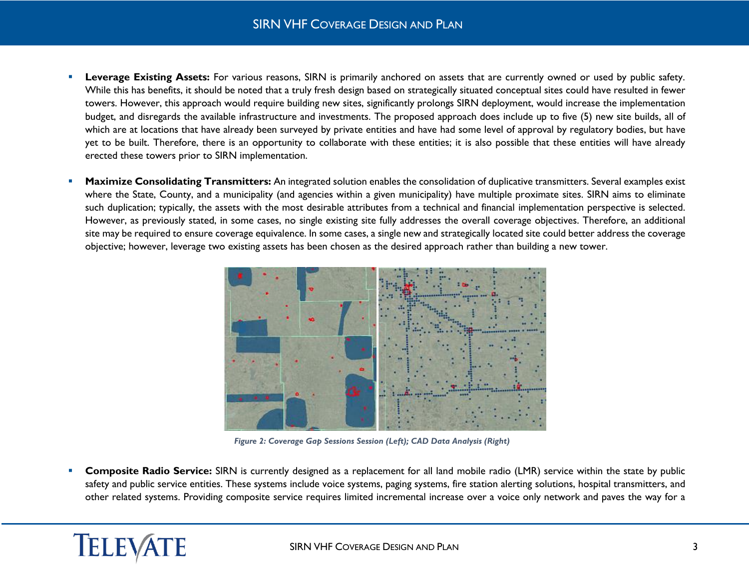- **Leverage Existing Assets:** For various reasons, SIRN is primarily anchored on assets that are currently owned or used by public safety. While this has benefits, it should be noted that a truly fresh design based on strategically situated conceptual sites could have resulted in fewer towers. However, this approach would require building new sites, significantly prolongs SIRN deployment, would increase the implementation budget, and disregards the available infrastructure and investments. The proposed approach does include up to five (5) new site builds, all of which are at locations that have already been surveyed by private entities and have had some level of approval by regulatory bodies, but have yet to be built. Therefore, there is an opportunity to collaborate with these entities; it is also possible that these entities will have already erected these towers prior to SIRN implementation.

- **Maximize Consolidating Transmitters:** An integrated solution enables the consolidation of duplicative transmitters. Several examples exist where the State, County, and a municipality (and agencies within a given municipality) have multiple proximate sites. SIRN aims to eliminate such duplication; typically, the assets with the most desirable attributes from a technical and financial implementation perspective is selected. However, as previously stated, in some cases, no single existing site fully addresses the overall coverage objectives. Therefore, an additional site may be required to ensure coverage equivalence. In some cases, a single new and strategically located site could better address the coverage objective; however, leverage two existing assets has been chosen as the desired approach rather than building a new tower.

*Figure 2: Coverage Gap Sessions Session (Left); CAD Data Analysis (Right)*

- **Composite Radio Service:** SIRN is currently designed as a replacement for all land mobile radio (LMR) service within the state by public safety and public service entities. These systems include voice systems, paging systems, fire station alerting solutions, hospital transmitters, and other related systems. Providing composite service requires limited incremental increase over a voice only network and paves the way for a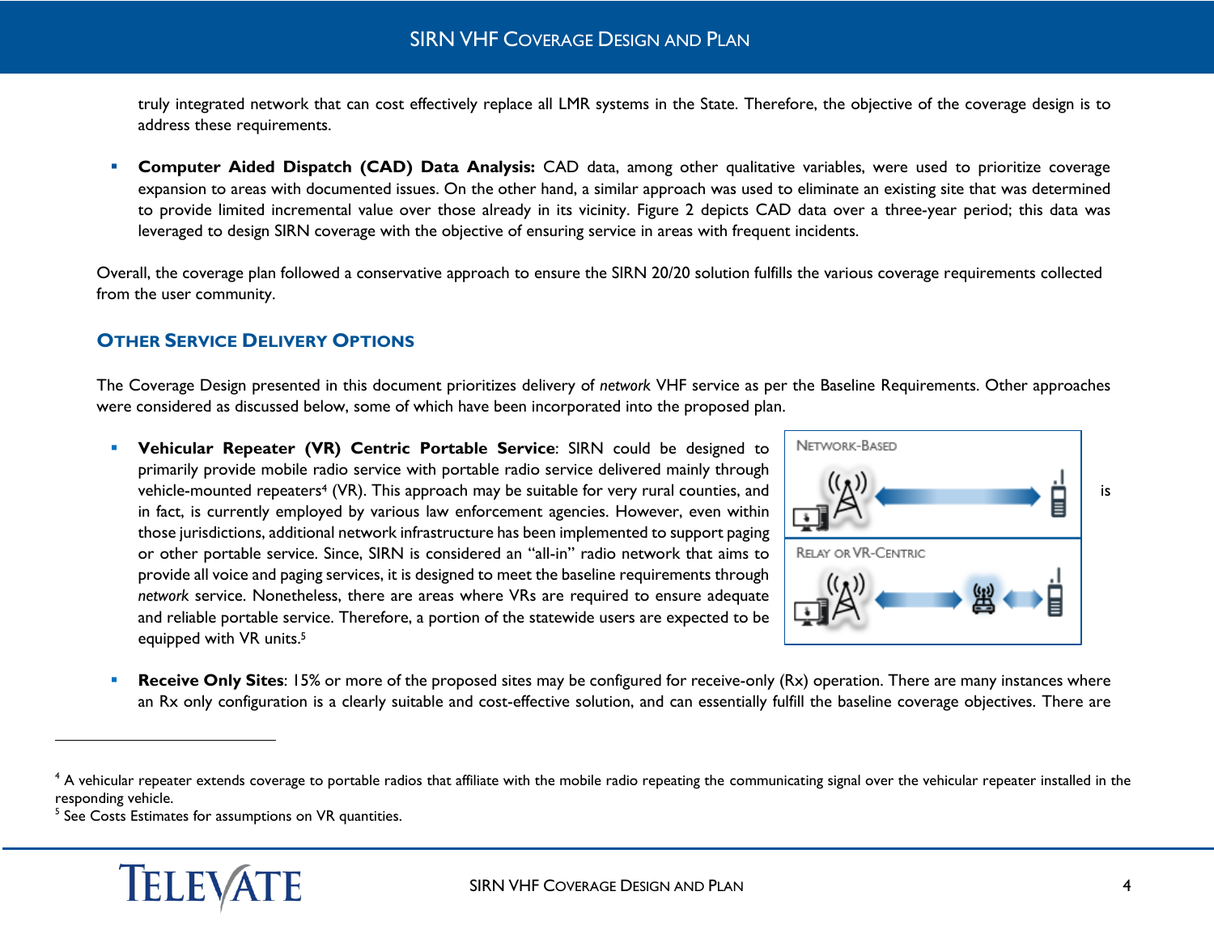truly integrated network that can cost effectively replace all LMR systems in the State. Therefore, the objective of the coverage design is to address these requirements.

- **Computer Aided Dispatch (CAD) Data Analysis:** CAD data, among other qualitative variables, were used to prioritize coverage expansion to areas with documented issues. On the other hand, a similar approach was used to eliminate an existing site that was determined to provide limited incremental value over those already in its vicinity. Figure 2 depicts CAD data over a three-year period; this data was leveraged to design SIRN coverage with the objective of ensuring service in areas with frequent incidents.

Overall, the coverage plan followed a conservative approach to ensure the SIRN 20/20 solution fulfills the various coverage requirements collected from the user community.

## Other Service Delivery Options

The Coverage Design presented in this document prioritizes delivery of *network* VHF service as per the Baseline Requirements. Other approaches were considered as discussed below, some of which have been incorporated into the proposed plan.

- **Vehicular Repeater (VR) Centric Portable Service**: SIRN could be designed to primarily provide mobile radio service with portable radio service delivered mainly through vehicle-mounted repeaters[4] (VR). This approach may be suitable for very rural counties, and is in fact, is currently employed by various law enforcement agencies. However, even within those jurisdictions, additional network infrastructure has been implemented to support paging or other portable service. Since, SIRN is considered an "all-in" radio network that aims to provide all voice and paging services, it is designed to meet the baseline requirements through *network* service. Nonetheless, there are areas where VRs are required to ensure adequate and reliable portable service. Therefore, a portion of the statewide users are expected to be equipped with VR units.[5]

Network-Based

Relay or VR-Centric

- **Receive Only Sites**: 15% or more of the proposed sites may be configured for receive-only (Rx) operation. There are many instances where an Rx only configuration is a clearly suitable and cost-effective solution, and can essentially fulfill the baseline coverage objectives. There are

[4] A vehicular repeater extends coverage to portable radios that affiliate with the mobile radio repeating the communicating signal over the vehicular repeater installed in the responding vehicle.

[5] See Costs Estimates for assumptions on VR quantities.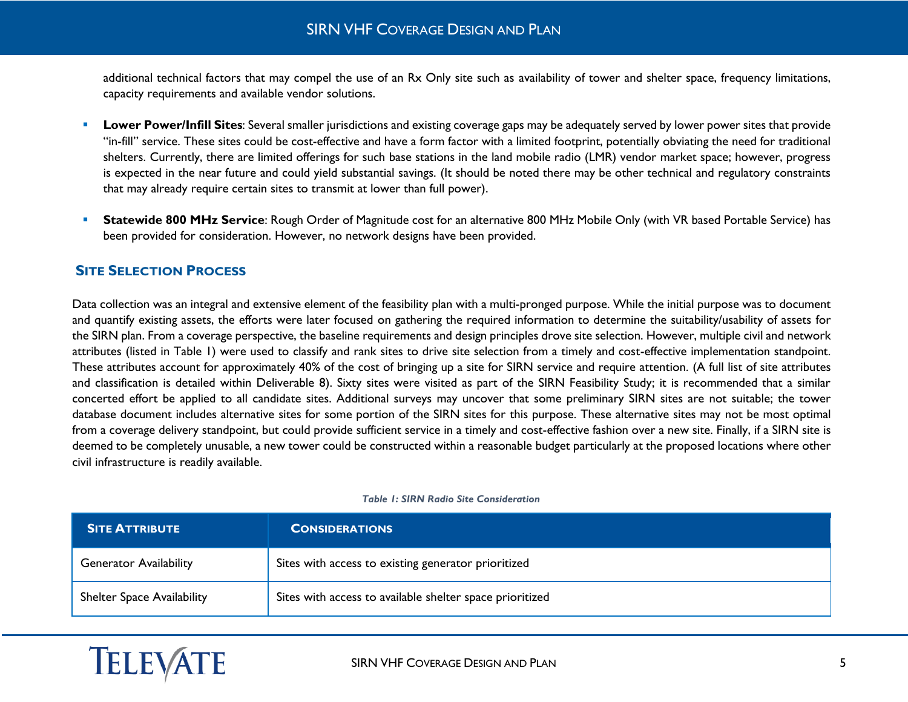additional technical factors that may compel the use of an Rx Only site such as availability of tower and shelter space, frequency limitations, capacity requirements and available vendor solutions.

- **Lower Power/Infill Sites**: Several smaller jurisdictions and existing coverage gaps may be adequately served by lower power sites that provide "in-fill" service. These sites could be cost-effective and have a form factor with a limited footprint, potentially obviating the need for traditional shelters. Currently, there are limited offerings for such base stations in the land mobile radio (LMR) vendor market space; however, progress is expected in the near future and could yield substantial savings. (It should be noted there may be other technical and regulatory constraints that may already require certain sites to transmit at lower than full power).

- **Statewide 800 MHz Service**: Rough Order of Magnitude cost for an alternative 800 MHz Mobile Only (with VR based Portable Service) has been provided for consideration. However, no network designs have been provided.

## Site Selection Process

Data collection was an integral and extensive element of the feasibility plan with a multi-pronged purpose. While the initial purpose was to document and quantify existing assets, the efforts were later focused on gathering the required information to determine the suitability/usability of assets for the SIRN plan. From a coverage perspective, the baseline requirements and design principles drove site selection. However, multiple civil and network attributes (listed in Table 1) were used to classify and rank sites to drive site selection from a timely and cost-effective implementation standpoint. These attributes account for approximately 40% of the cost of bringing up a site for SIRN service and require attention. (A full list of site attributes and classification is detailed within Deliverable 8). Sixty sites were visited as part of the SIRN Feasibility Study; it is recommended that a similar concerted effort be applied to all candidate sites. Additional surveys may uncover that some preliminary SIRN sites are not suitable; the tower database document includes alternative sites for some portion of the SIRN sites for this purpose. These alternative sites may not be most optimal from a coverage delivery standpoint, but could provide sufficient service in a timely and cost-effective fashion over a new site. Finally, if a SIRN site is deemed to be completely unusable, a new tower could be constructed within a reasonable budget particularly at the proposed locations where other civil infrastructure is readily available.

*Table 1: SIRN Radio Site Consideration*

| Site Attribute | Considerations |
|---|---|
| Generator Availability | Sites with access to existing generator prioritized |
| Shelter Space Availability | Sites with access to available shelter space prioritized |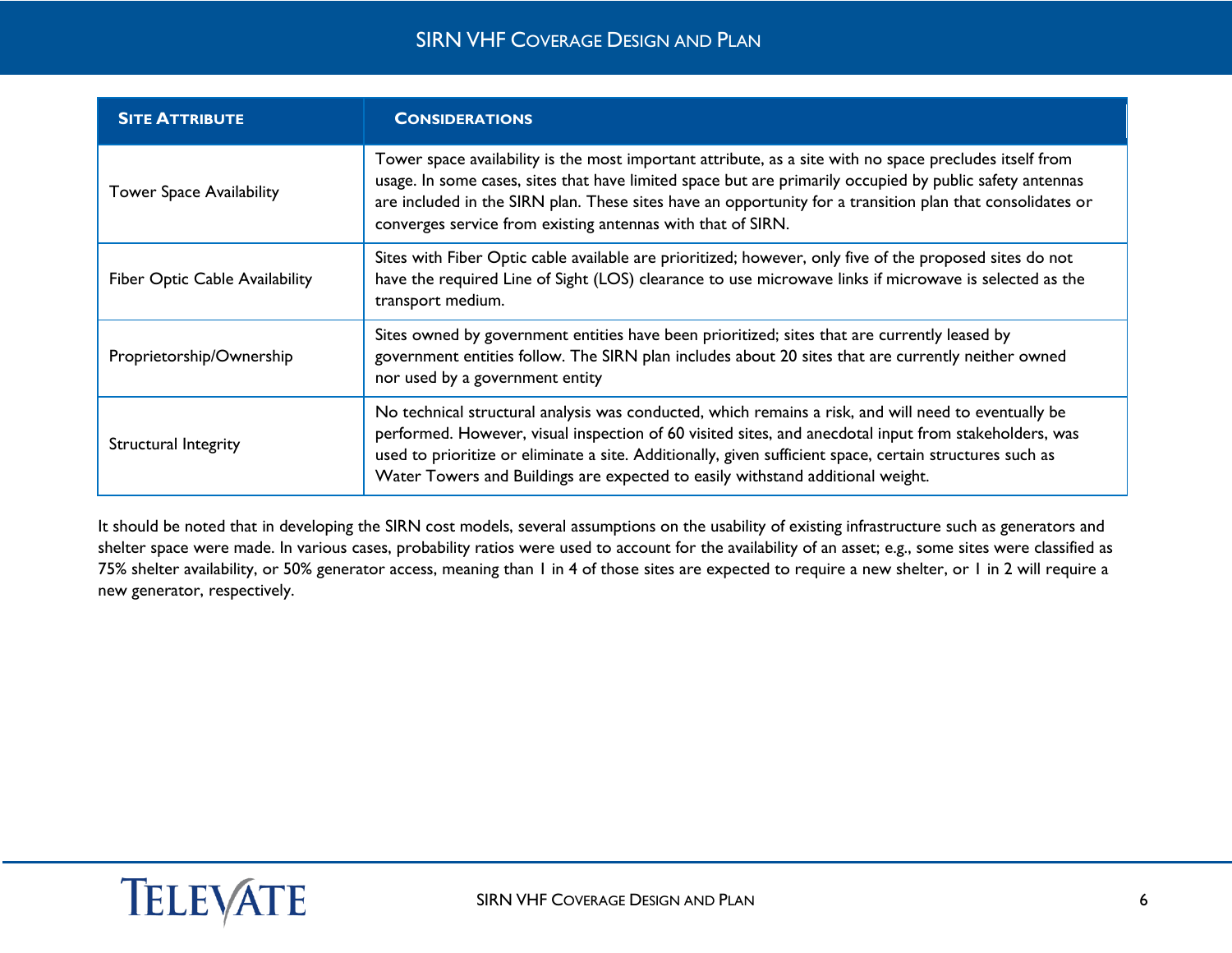| Site Attribute | Considerations |
|---|---|
| Tower Space Availability | Tower space availability is the most important attribute, as a site with no space precludes itself from usage. In some cases, sites that have limited space but are primarily occupied by public safety antennas are included in the SIRN plan. These sites have an opportunity for a transition plan that consolidates or converges service from existing antennas with that of SIRN. |
| Fiber Optic Cable Availability | Sites with Fiber Optic cable available are prioritized; however, only five of the proposed sites do not have the required Line of Sight (LOS) clearance to use microwave links if microwave is selected as the transport medium. |
| Proprietorship/Ownership | Sites owned by government entities have been prioritized; sites that are currently leased by government entities follow. The SIRN plan includes about 20 sites that are currently neither owned nor used by a government entity |
| Structural Integrity | No technical structural analysis was conducted, which remains a risk, and will need to eventually be performed. However, visual inspection of 60 visited sites, and anecdotal input from stakeholders, was used to prioritize or eliminate a site. Additionally, given sufficient space, certain structures such as Water Towers and Buildings are expected to easily withstand additional weight. |

It should be noted that in developing the SIRN cost models, several assumptions on the usability of existing infrastructure such as generators and shelter space were made. In various cases, probability ratios were used to account for the availability of an asset; e.g., some sites were classified as 75% shelter availability, or 50% generator access, meaning than 1 in 4 of those sites are expected to require a new shelter, or 1 in 2 will require a new generator, respectively.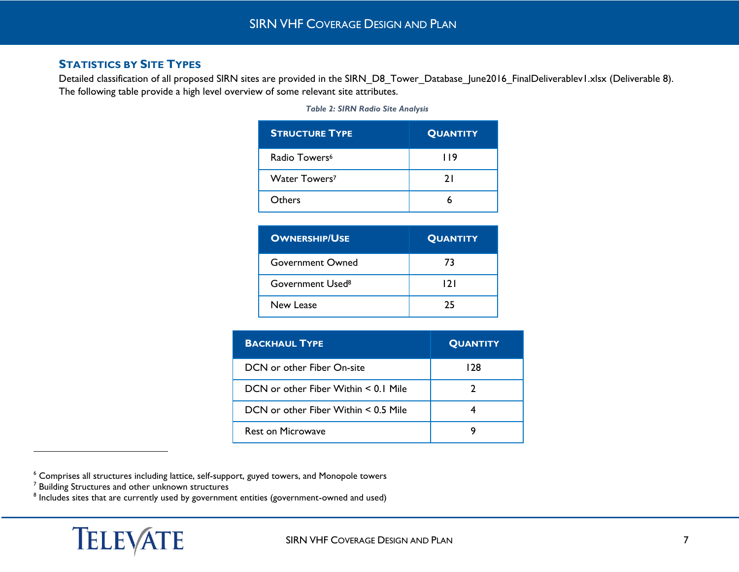### Statistics by Site Types

Detailed classification of all proposed SIRN sites are provided in the SIRN_D8_Tower_Database_June2016_FinalDeliverablev1.xlsx (Deliverable 8). The following table provide a high level overview of some relevant site attributes.

*Table 2: SIRN Radio Site Analysis*

| Structure Type | Quantity |
|---|---|
| Radio Towers[6] | 119 |
| Water Towers[7] | 21 |
| Others | 6 |

| Ownership/Use | Quantity |
|---|---|
| Government Owned | 73 |
| Government Used[8] | 121 |
| New Lease | 25 |

| Backhaul Type | Quantity |
|---|---|
| DCN or other Fiber On-site | 128 |
| DCN or other Fiber Within < 0.1 Mile | 2 |
| DCN or other Fiber Within < 0.5 Mile | 4 |
| Rest on Microwave | 9 |

[6] Comprises all structures including lattice, self-support, guyed towers, and Monopole towers

[7] Building Structures and other unknown structures

[8] Includes sites that are currently used by government entities (government-owned and used)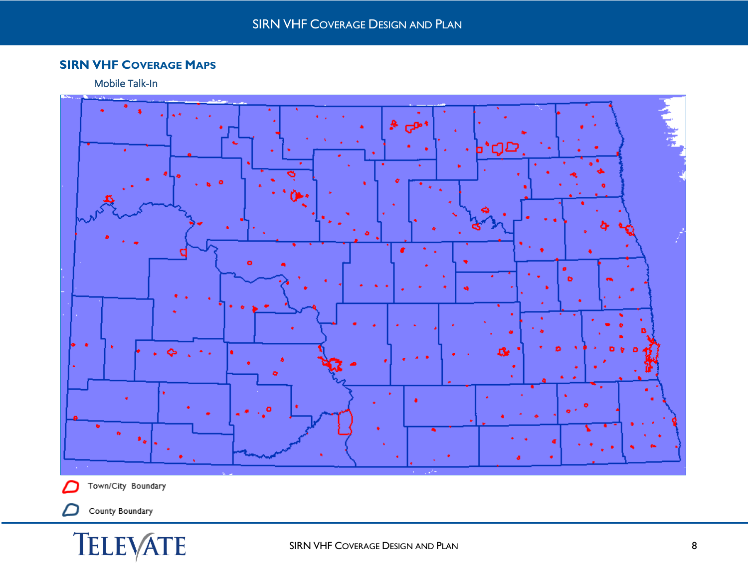## SIRN VHF Coverage Maps

### Mobile Talk-In

Town/City Boundary

County Boundary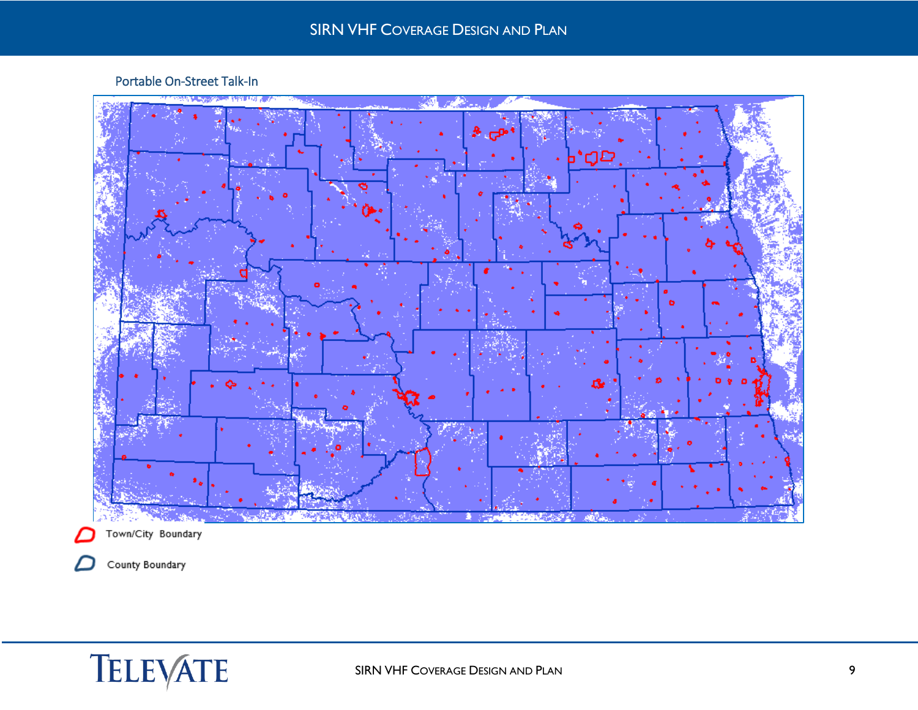Portable On-Street Talk-In

Town/City Boundary

County Boundary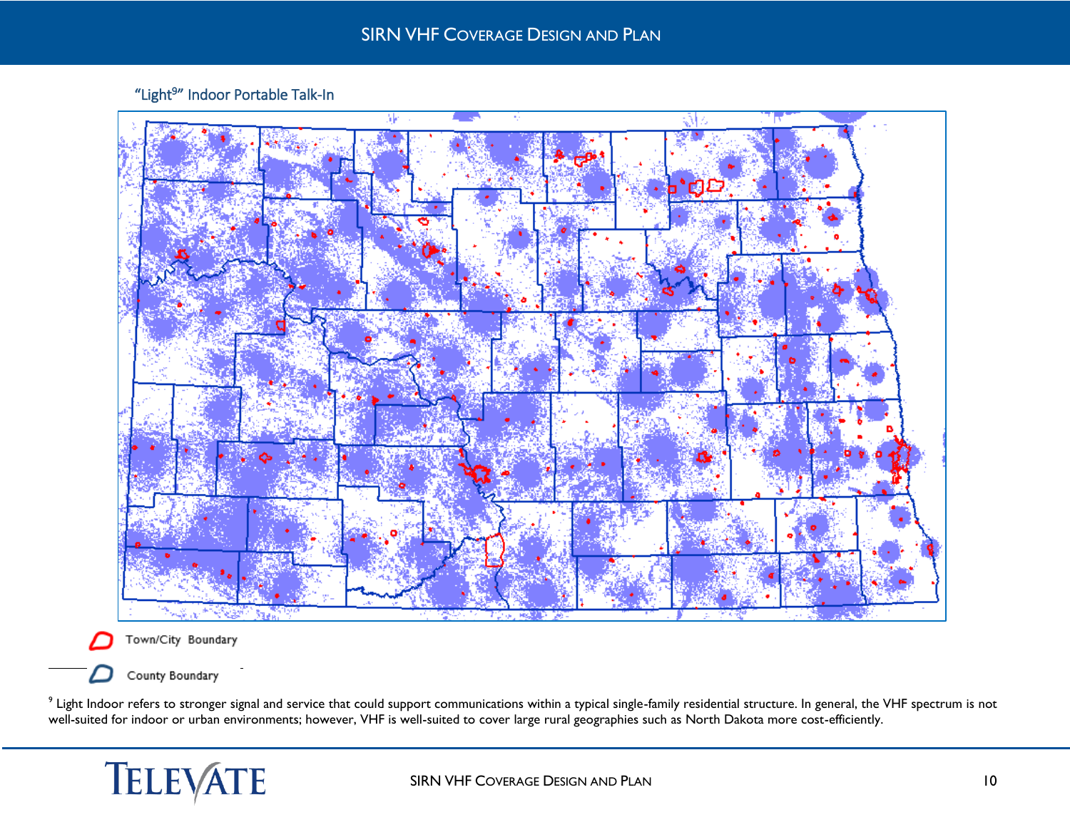"Light[9]" Indoor Portable Talk-In

Town/City Boundary

County Boundary

[9] Light Indoor refers to stronger signal and service that could support communications within a typical single-family residential structure. In general, the VHF spectrum is not well-suited for indoor or urban environments; however, VHF is well-suited to cover large rural geographies such as North Dakota more cost-efficiently.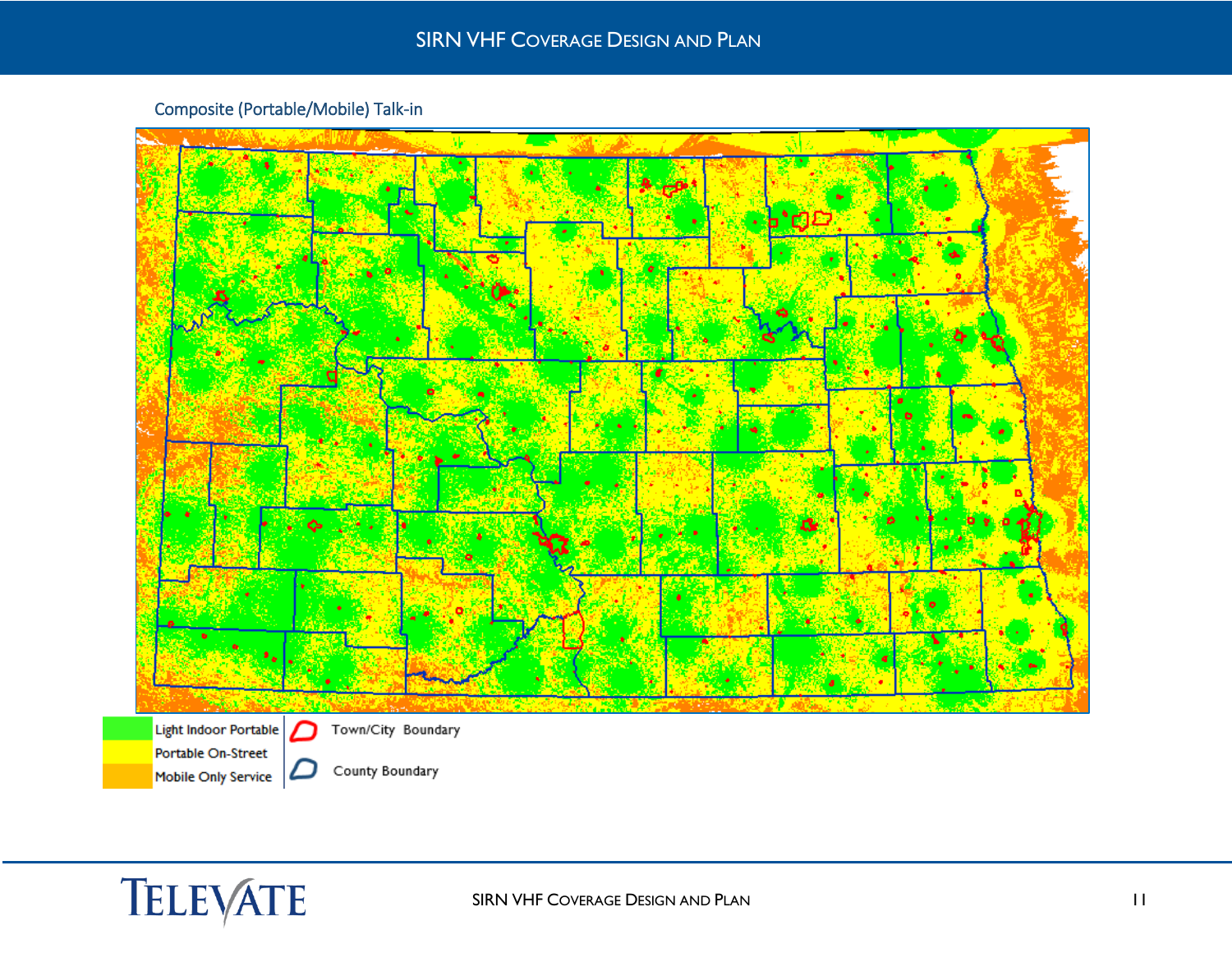Composite (Portable/Mobile) Talk-in

Light Indoor Portable
Portable On-Street
Mobile Only Service
Town/City Boundary
County Boundary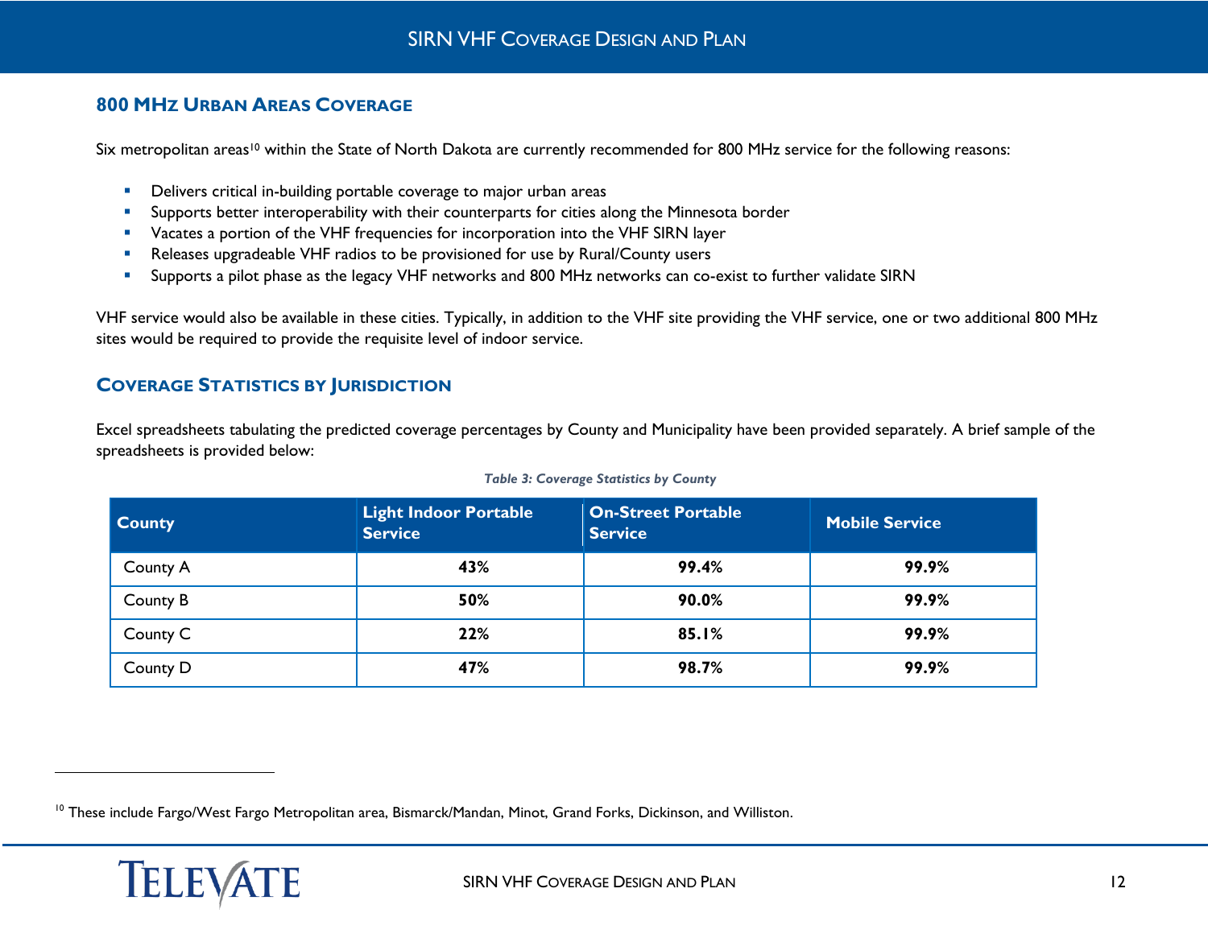## 800 MHz Urban Areas Coverage

Six metropolitan areas[10] within the State of North Dakota are currently recommended for 800 MHz service for the following reasons:

- Delivers critical in-building portable coverage to major urban areas
- Supports better interoperability with their counterparts for cities along the Minnesota border
- Vacates a portion of the VHF frequencies for incorporation into the VHF SIRN layer
- Releases upgradeable VHF radios to be provisioned for use by Rural/County users
- Supports a pilot phase as the legacy VHF networks and 800 MHz networks can co-exist to further validate SIRN

VHF service would also be available in these cities. Typically, in addition to the VHF site providing the VHF service, one or two additional 800 MHz sites would be required to provide the requisite level of indoor service.

## Coverage Statistics by Jurisdiction

Excel spreadsheets tabulating the predicted coverage percentages by County and Municipality have been provided separately. A brief sample of the spreadsheets is provided below:

*Table 3: Coverage Statistics by County*

| County | Light Indoor Portable Service | On-Street Portable Service | Mobile Service |
|---|---|---|---|
| County A | **43%** | **99.4%** | **99.9%** |
| County B | **50%** | **90.0%** | **99.9%** |
| County C | **22%** | **85.1%** | **99.9%** |
| County D | **47%** | **98.7%** | **99.9%** |

[10] These include Fargo/West Fargo Metropolitan area, Bismarck/Mandan, Minot, Grand Forks, Dickinson, and Williston.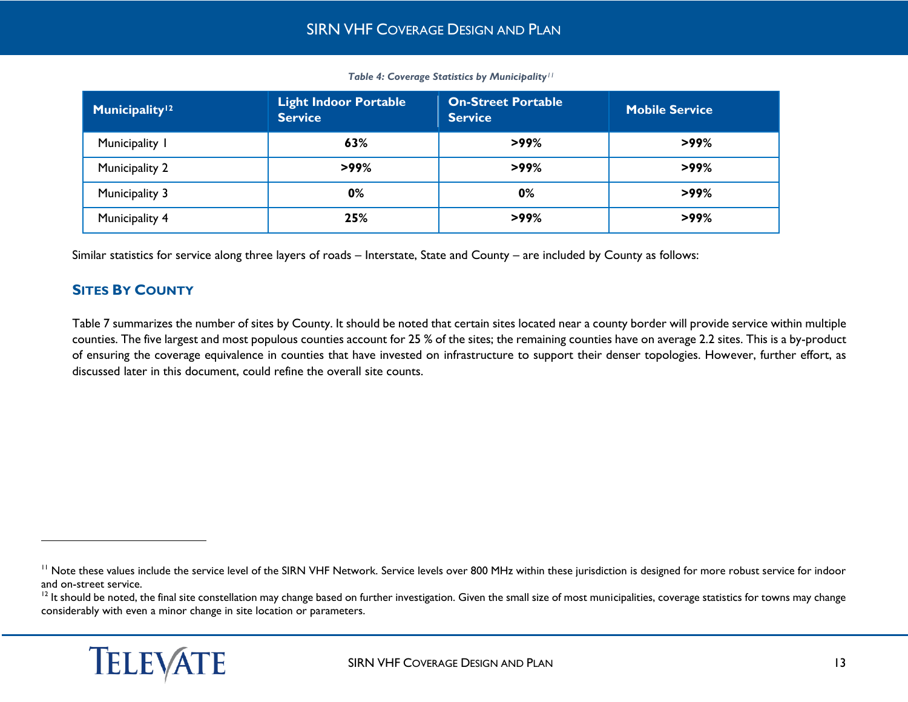*Table 4: Coverage Statistics by Municipality[11]*

| Municipality[12] | Light Indoor Portable Service | On-Street Portable Service | Mobile Service |
|---|---|---|---|
| Municipality 1 | **63%** | **>99%** | **>99%** |
| Municipality 2 | **>99%** | **>99%** | **>99%** |
| Municipality 3 | **0%** | **0%** | **>99%** |
| Municipality 4 | **25%** | **>99%** | **>99%** |

Similar statistics for service along three layers of roads – Interstate, State and County – are included by County as follows:

## Sites By County

Table 7 summarizes the number of sites by County. It should be noted that certain sites located near a county border will provide service within multiple counties. The five largest and most populous counties account for 25 % of the sites; the remaining counties have on average 2.2 sites. This is a by-product of ensuring the coverage equivalence in counties that have invested on infrastructure to support their denser topologies. However, further effort, as discussed later in this document, could refine the overall site counts.

---

[11] Note these values include the service level of the SIRN VHF Network. Service levels over 800 MHz within these jurisdiction is designed for more robust service for indoor and on-street service.

[12] It should be noted, the final site constellation may change based on further investigation. Given the small size of most municipalities, coverage statistics for towns may change considerably with even a minor change in site location or parameters.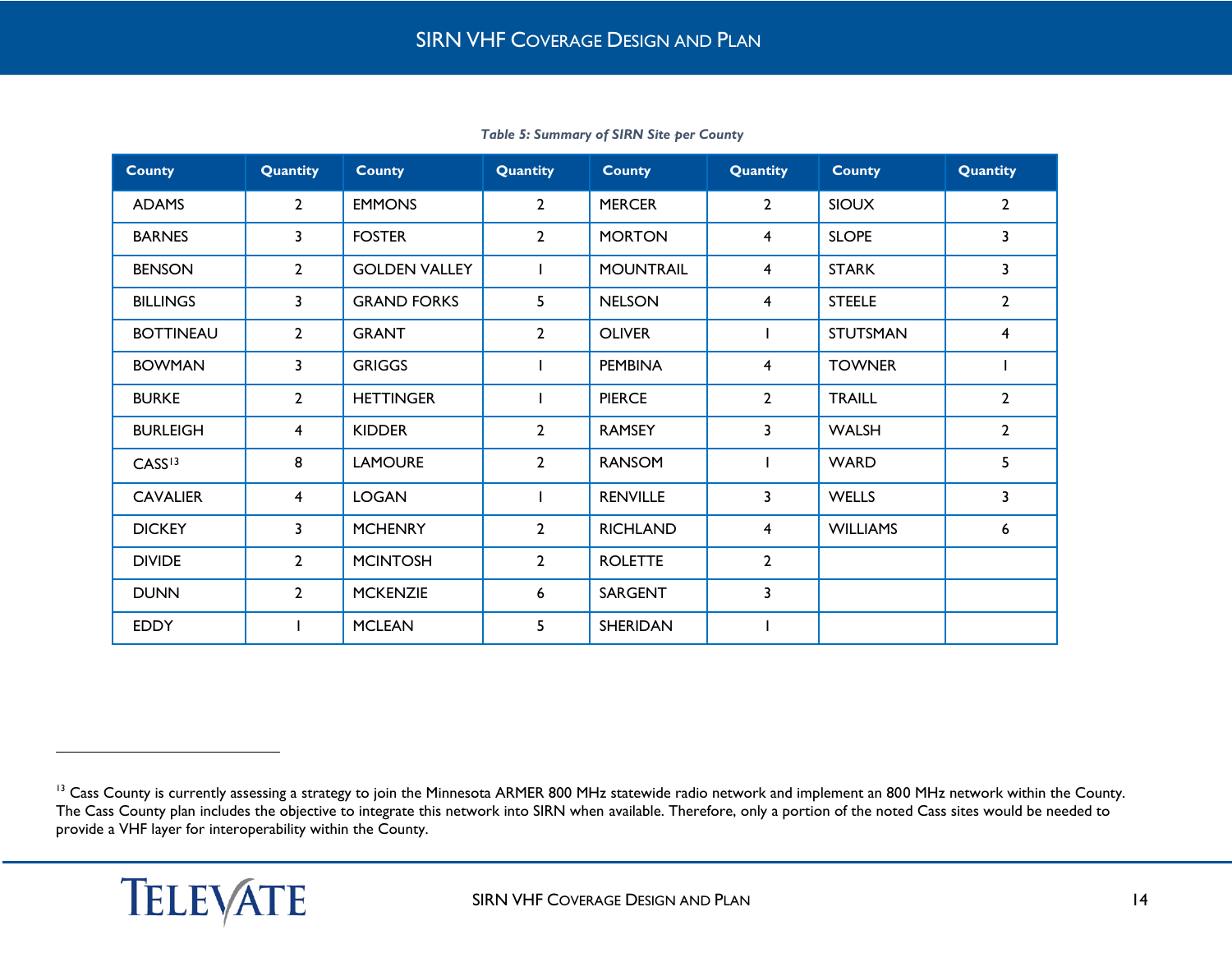*Table 5: Summary of SIRN Site per County*

| County | Quantity | County | Quantity | County | Quantity | County | Quantity |
|---|---|---|---|---|---|---|---|
| ADAMS | 2 | EMMONS | 2 | MERCER | 2 | SIOUX | 2 |
| BARNES | 3 | FOSTER | 2 | MORTON | 4 | SLOPE | 3 |
| BENSON | 2 | GOLDEN VALLEY | 1 | MOUNTRAIL | 4 | STARK | 3 |
| BILLINGS | 3 | GRAND FORKS | 5 | NELSON | 4 | STEELE | 2 |
| BOTTINEAU | 2 | GRANT | 2 | OLIVER | 1 | STUTSMAN | 4 |
| BOWMAN | 3 | GRIGGS | 1 | PEMBINA | 4 | TOWNER | 1 |
| BURKE | 2 | HETTINGER | 1 | PIERCE | 2 | TRAILL | 2 |
| BURLEIGH | 4 | KIDDER | 2 | RAMSEY | 3 | WALSH | 2 |
| CASS[13] | 8 | LAMOURE | 2 | RANSOM | 1 | WARD | 5 |
| CAVALIER | 4 | LOGAN | 1 | RENVILLE | 3 | WELLS | 3 |
| DICKEY | 3 | MCHENRY | 2 | RICHLAND | 4 | WILLIAMS | 6 |
| DIVIDE | 2 | MCINTOSH | 2 | ROLETTE | 2 | | |
| DUNN | 2 | MCKENZIE | 6 | SARGENT | 3 | | |
| EDDY | 1 | MCLEAN | 5 | SHERIDAN | 1 | | |

[13] Cass County is currently assessing a strategy to join the Minnesota ARMER 800 MHz statewide radio network and implement an 800 MHz network within the County. The Cass County plan includes the objective to integrate this network into SIRN when available. Therefore, only a portion of the noted Cass sites would be needed to provide a VHF layer for interoperability within the County.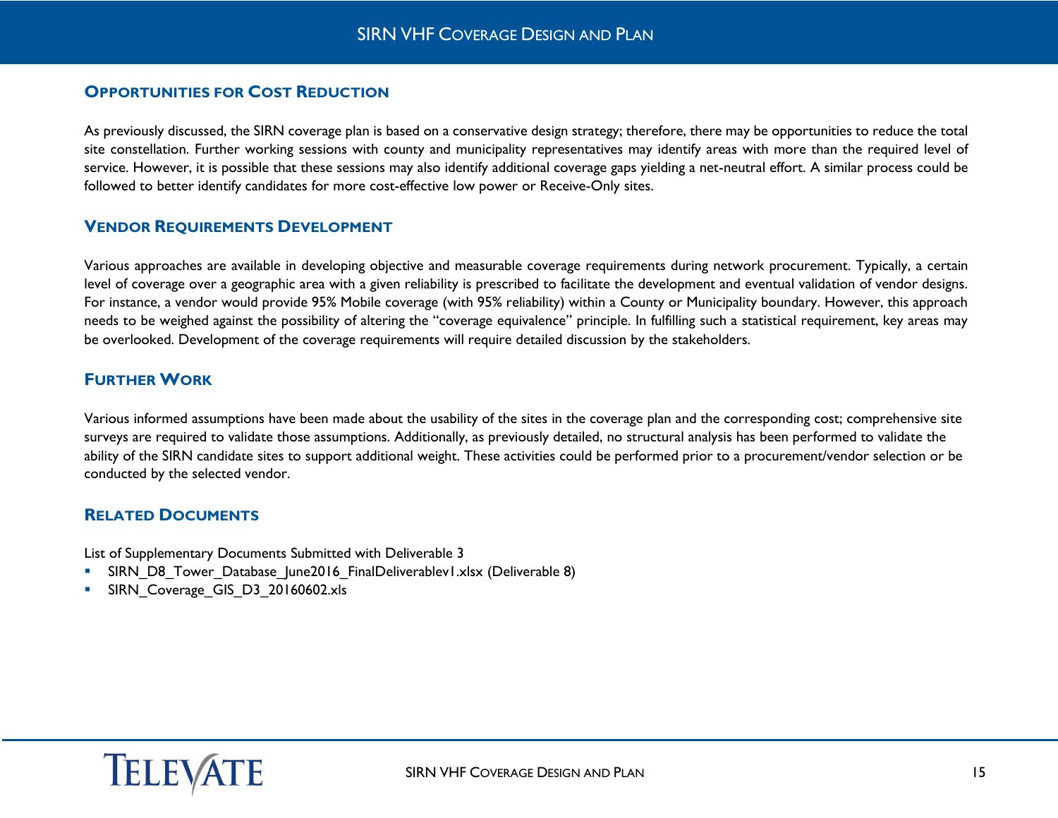## Opportunities for Cost Reduction

As previously discussed, the SIRN coverage plan is based on a conservative design strategy; therefore, there may be opportunities to reduce the total site constellation. Further working sessions with county and municipality representatives may identify areas with more than the required level of service. However, it is possible that these sessions may also identify additional coverage gaps yielding a net-neutral effort. A similar process could be followed to better identify candidates for more cost-effective low power or Receive-Only sites.

## Vendor Requirements Development

Various approaches are available in developing objective and measurable coverage requirements during network procurement. Typically, a certain level of coverage over a geographic area with a given reliability is prescribed to facilitate the development and eventual validation of vendor designs. For instance, a vendor would provide 95% Mobile coverage (with 95% reliability) within a County or Municipality boundary. However, this approach needs to be weighed against the possibility of altering the "coverage equivalence" principle. In fulfilling such a statistical requirement, key areas may be overlooked. Development of the coverage requirements will require detailed discussion by the stakeholders.

## Further Work

Various informed assumptions have been made about the usability of the sites in the coverage plan and the corresponding cost; comprehensive site surveys are required to validate those assumptions. Additionally, as previously detailed, no structural analysis has been performed to validate the ability of the SIRN candidate sites to support additional weight. These activities could be performed prior to a procurement/vendor selection or be conducted by the selected vendor.

## Related Documents

List of Supplementary Documents Submitted with Deliverable 3

- SIRN_D8_Tower_Database_June2016_FinalDeliverablev1.xlsx (Deliverable 8)
- SIRN_Coverage_GIS_D3_20160602.xls